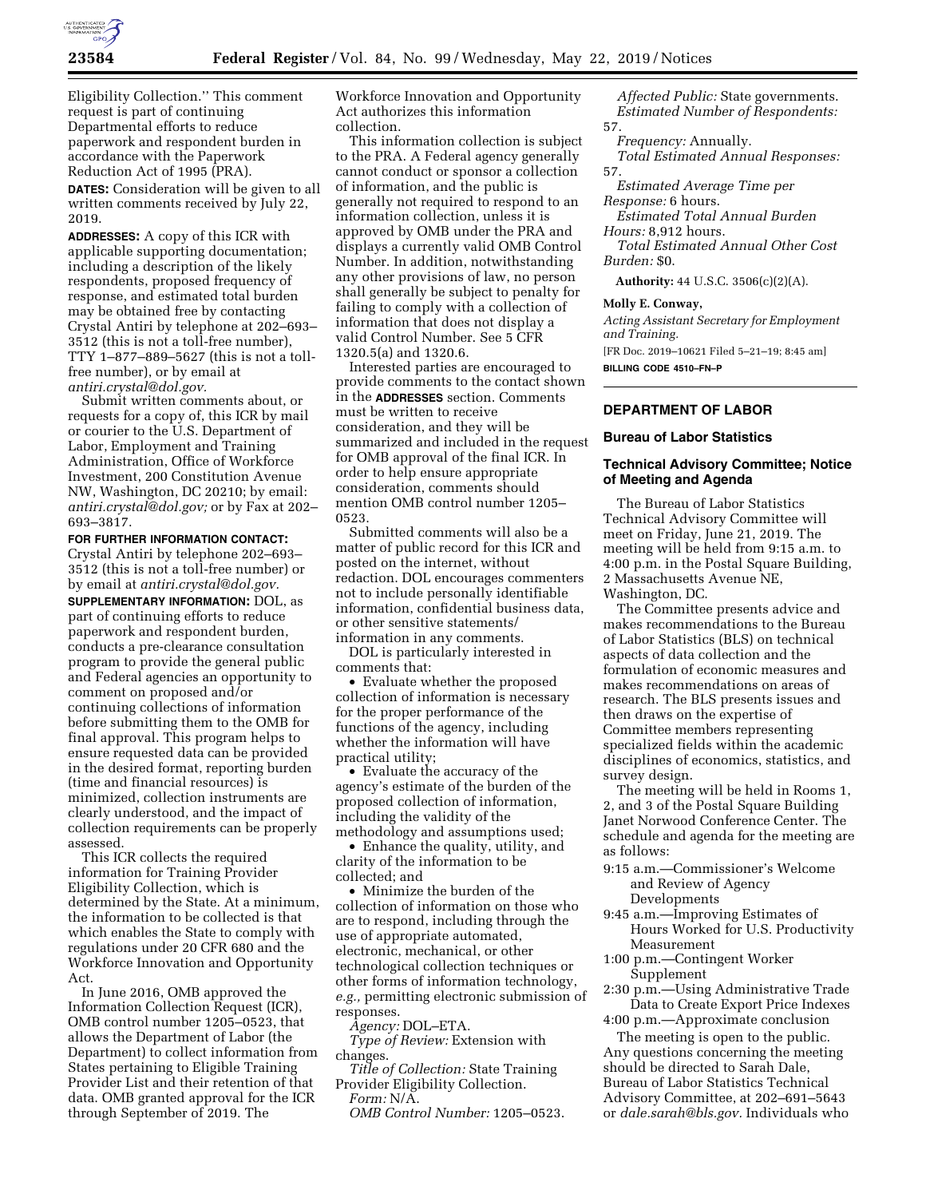Eligibility Collection.'' This comment request is part of continuing Departmental efforts to reduce paperwork and respondent burden in accordance with the Paperwork Reduction Act of 1995 (PRA).

**DATES:** Consideration will be given to all written comments received by July 22, 2019.

**ADDRESSES:** A copy of this ICR with applicable supporting documentation; including a description of the likely respondents, proposed frequency of response, and estimated total burden may be obtained free by contacting Crystal Antiri by telephone at 202–693–3512 (this is not a toll-free number), TTY 1–877–889–5627 (this is not a toll-free number), or by email at *antiri.crystal@dol.gov.*

Submit written comments about, or requests for a copy of, this ICR by mail or courier to the U.S. Department of Labor, Employment and Training Administration, Office of Workforce Investment, 200 Constitution Avenue NW, Washington, DC 20210; by email: *antiri.crystal@dol.gov;* or by Fax at 202–693–3817.

**FOR FURTHER INFORMATION CONTACT:** Crystal Antiri by telephone 202–693–3512 (this is not a toll-free number) or by email at *antiri.crystal@dol.gov.*

**SUPPLEMENTARY INFORMATION:** DOL, as part of continuing efforts to reduce paperwork and respondent burden, conducts a pre-clearance consultation program to provide the general public and Federal agencies an opportunity to comment on proposed and/or continuing collections of information before submitting them to the OMB for final approval. This program helps to ensure requested data can be provided in the desired format, reporting burden (time and financial resources) is minimized, collection instruments are clearly understood, and the impact of collection requirements can be properly assessed.

This ICR collects the required information for Training Provider Eligibility Collection, which is determined by the State. At a minimum, the information to be collected is that which enables the State to comply with regulations under 20 CFR 680 and the Workforce Innovation and Opportunity Act.

In June 2016, OMB approved the Information Collection Request (ICR), OMB control number 1205–0523, that allows the Department of Labor (the Department) to collect information from States pertaining to Eligible Training Provider List and their retention of that data. OMB granted approval for the ICR through September of 2019. The Workforce Innovation and Opportunity Act authorizes this information collection.

This information collection is subject to the PRA. A Federal agency generally cannot conduct or sponsor a collection of information, and the public is generally not required to respond to an information collection, unless it is approved by OMB under the PRA and displays a currently valid OMB Control Number. In addition, notwithstanding any other provisions of law, no person shall generally be subject to penalty for failing to comply with a collection of information that does not display a valid Control Number. See 5 CFR 1320.5(a) and 1320.6.

Interested parties are encouraged to provide comments to the contact shown in the **ADDRESSES** section. Comments must be written to receive consideration, and they will be summarized and included in the request for OMB approval of the final ICR. In order to help ensure appropriate consideration, comments should mention OMB control number 1205–0523.

Submitted comments will also be a matter of public record for this ICR and posted on the internet, without redaction. DOL encourages commenters not to include personally identifiable information, confidential business data, or other sensitive statements/information in any comments.

DOL is particularly interested in comments that:

- Evaluate whether the proposed collection of information is necessary for the proper performance of the functions of the agency, including whether the information will have practical utility;
- Evaluate the accuracy of the agency's estimate of the burden of the proposed collection of information, including the validity of the methodology and assumptions used;
- Enhance the quality, utility, and clarity of the information to be collected; and
- Minimize the burden of the collection of information on those who are to respond, including through the use of appropriate automated, electronic, mechanical, or other technological collection techniques or other forms of information technology, *e.g.,* permitting electronic submission of responses.

*Agency:* DOL–ETA.

*Type of Review:* Extension with changes.

*Title of Collection:* State Training Provider Eligibility Collection.

*Form:* N/A.

*OMB Control Number:* 1205–0523.

*Affected Public:* State governments.

*Estimated Number of Respondents:* 57.

*Frequency:* Annually.

*Total Estimated Annual Responses:* 57.

*Estimated Average Time per Response:* 6 hours.

*Estimated Total Annual Burden Hours:* 8,912 hours.

*Total Estimated Annual Other Cost Burden:* $0.

**Authority:** 44 U.S.C. 3506(c)(2)(A).

**Molly E. Conway,**

*Acting Assistant Secretary for Employment and Training.*

[FR Doc. 2019–10621 Filed 5–21–19; 8:45 am]

**BILLING CODE 4510–FN–P**

## DEPARTMENT OF LABOR

### Bureau of Labor Statistics

### Technical Advisory Committee; Notice of Meeting and Agenda

The Bureau of Labor Statistics Technical Advisory Committee will meet on Friday, June 21, 2019. The meeting will be held from 9:15 a.m. to 4:00 p.m. in the Postal Square Building, 2 Massachusetts Avenue NE, Washington, DC.

The Committee presents advice and makes recommendations to the Bureau of Labor Statistics (BLS) on technical aspects of data collection and the formulation of economic measures and makes recommendations on areas of research. The BLS presents issues and then draws on the expertise of Committee members representing specialized fields within the academic disciplines of economics, statistics, and survey design.

The meeting will be held in Rooms 1, 2, and 3 of the Postal Square Building Janet Norwood Conference Center. The schedule and agenda for the meeting are as follows:

9:15 a.m.—Commissioner's Welcome and Review of Agency Developments
9:45 a.m.—Improving Estimates of Hours Worked for U.S. Productivity Measurement
1:00 p.m.—Contingent Worker Supplement
2:30 p.m.—Using Administrative Trade Data to Create Export Price Indexes
4:00 p.m.—Approximate conclusion

The meeting is open to the public. Any questions concerning the meeting should be directed to Sarah Dale, Bureau of Labor Statistics Technical Advisory Committee, at 202–691–5643 or *dale.sarah@bls.gov.* Individuals who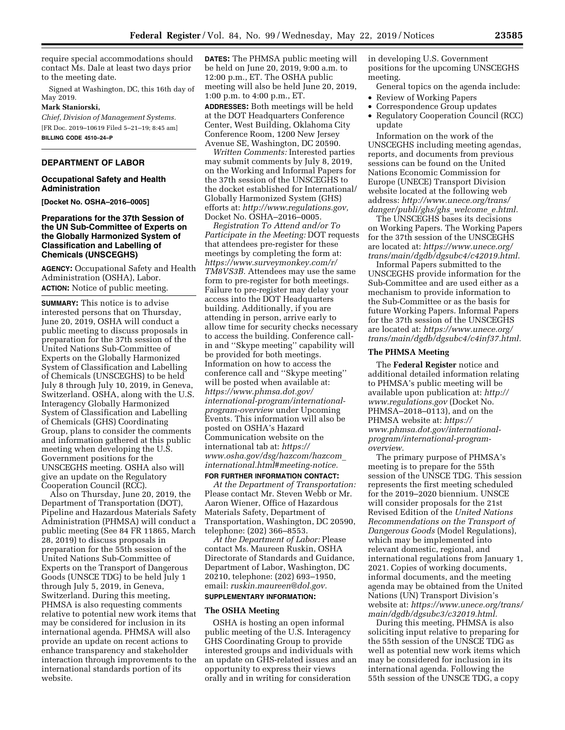require special accommodations should contact Ms. Dale at least two days prior to the meeting date.

Signed at Washington, DC, this 16th day of May 2019.

**Mark Staniorski,**

*Chief, Division of Management Systems.*

[FR Doc. 2019–10619 Filed 5–21–19; 8:45 am]

**BILLING CODE 4510–24–P**

---

## DEPARTMENT OF LABOR

### Occupational Safety and Health Administration

**[Docket No. OSHA–2016–0005]**

### Preparations for the 37th Session of the UN Sub-Committee of Experts on the Globally Harmonized System of Classification and Labelling of Chemicals (UNSCEGHS)

**AGENCY:** Occupational Safety and Health Administration (OSHA), Labor.

**ACTION:** Notice of public meeting.

**SUMMARY:** This notice is to advise interested persons that on Thursday, June 20, 2019, OSHA will conduct a public meeting to discuss proposals in preparation for the 37th session of the United Nations Sub-Committee of Experts on the Globally Harmonized System of Classification and Labelling of Chemicals (UNSCEGHS) to be held July 8 through July 10, 2019, in Geneva, Switzerland. OSHA, along with the U.S. Interagency Globally Harmonized System of Classification and Labelling of Chemicals (GHS) Coordinating Group, plans to consider the comments and information gathered at this public meeting when developing the U.S. Government positions for the UNSCEGHS meeting. OSHA also will give an update on the Regulatory Cooperation Council (RCC).

Also on Thursday, June 20, 2019, the Department of Transportation (DOT), Pipeline and Hazardous Materials Safety Administration (PHMSA) will conduct a public meeting (See 84 FR 11865, March 28, 2019) to discuss proposals in preparation for the 55th session of the United Nations Sub-Committee of Experts on the Transport of Dangerous Goods (UNSCE TDG) to be held July 1 through July 5, 2019, in Geneva, Switzerland. During this meeting, PHMSA is also requesting comments relative to potential new work items that may be considered for inclusion in its international agenda. PHMSA will also provide an update on recent actions to enhance transparency and stakeholder interaction through improvements to the international standards portion of its website.

**DATES:** The PHMSA public meeting will be held on June 20, 2019, 9:00 a.m. to 12:00 p.m., ET. The OSHA public meeting will also be held June 20, 2019, 1:00 p.m. to 4:00 p.m., ET.

**ADDRESSES:** Both meetings will be held at the DOT Headquarters Conference Center, West Building, Oklahoma City Conference Room, 1200 New Jersey Avenue SE, Washington, DC 20590.

*Written Comments:* Interested parties may submit comments by July 8, 2019, on the Working and Informal Papers for the 37th session of the UNSCEGHS to the docket established for International/Globally Harmonized System (GHS) efforts at: *http://www.regulations.gov,* Docket No. OSHA–2016–0005.

*Registration To Attend and/or To Participate in the Meeting:* DOT requests that attendees pre-register for these meetings by completing the form at: *https://www.surveymonkey.com/r/TM8VS3B.* Attendees may use the same form to pre-register for both meetings. Failure to pre-register may delay your access into the DOT Headquarters building. Additionally, if you are attending in person, arrive early to allow time for security checks necessary to access the building. Conference call-in and ''Skype meeting'' capability will be provided for both meetings. Information on how to access the conference call and ''Skype meeting'' will be posted when available at: *https://www.phmsa.dot.gov/international-program/international-program-overview* under Upcoming Events. This information will also be posted on OSHA's Hazard Communication website on the international tab at: *https://www.osha.gov/dsg/hazcom/hazcom_international.html#meeting-notice.*

**FOR FURTHER INFORMATION CONTACT:**

*At the Department of Transportation:* Please contact Mr. Steven Webb or Mr. Aaron Wiener, Office of Hazardous Materials Safety, Department of Transportation, Washington, DC 20590, telephone: (202) 366–8553.

*At the Department of Labor:* Please contact Ms. Maureen Ruskin, OSHA Directorate of Standards and Guidance, Department of Labor, Washington, DC 20210, telephone: (202) 693–1950, email: *ruskin.maureen@dol.gov.*

**SUPPLEMENTARY INFORMATION:**

### The OSHA Meeting

OSHA is hosting an open informal public meeting of the U.S. Interagency GHS Coordinating Group to provide interested groups and individuals with an update on GHS-related issues and an opportunity to express their views orally and in writing for consideration in developing U.S. Government positions for the upcoming UNSCEGHS meeting.

General topics on the agenda include:

- Review of Working Papers
- Correspondence Group updates
- Regulatory Cooperation Council (RCC) update

Information on the work of the UNSCEGHS including meeting agendas, reports, and documents from previous sessions can be found on the United Nations Economic Commission for Europe (UNECE) Transport Division website located at the following web address: *http://www.unece.org/trans/danger/publi/ghs/ghs_welcome_e.html.*

The UNSCEGHS bases its decisions on Working Papers. The Working Papers for the 37th session of the UNSCEGHS are located at: *https://www.unece.org/trans/main/dgdb/dgsubc4/c42019.html.*

Informal Papers submitted to the UNSCEGHS provide information for the Sub-Committee and are used either as a mechanism to provide information to the Sub-Committee or as the basis for future Working Papers. Informal Papers for the 37th session of the UNSCEGHS are located at: *https://www.unece.org/trans/main/dgdb/dgsubc4/c4inf37.html.*

### The PHMSA Meeting

The **Federal Register** notice and additional detailed information relating to PHMSA's public meeting will be available upon publication at: *http://www.regulations.gov* (Docket No. PHMSA–2018–0113), and on the PHMSA website at: *https://www.phmsa.dot.gov/international-program/international-program-overview.*

The primary purpose of PHMSA's meeting is to prepare for the 55th session of the UNSCE TDG. This session represents the first meeting scheduled for the 2019–2020 biennium. UNSCE will consider proposals for the 21st Revised Edition of the *United Nations Recommendations on the Transport of Dangerous Goods* (Model Regulations), which may be implemented into relevant domestic, regional, and international regulations from January 1, 2021. Copies of working documents, informal documents, and the meeting agenda may be obtained from the United Nations (UN) Transport Division's website at: *https://www.unece.org/trans/main/dgdb/dgsubc3/c32019.html.*

During this meeting, PHMSA is also soliciting input relative to preparing for the 55th session of the UNSCE TDG as well as potential new work items which may be considered for inclusion in its international agenda. Following the 55th session of the UNSCE TDG, a copy